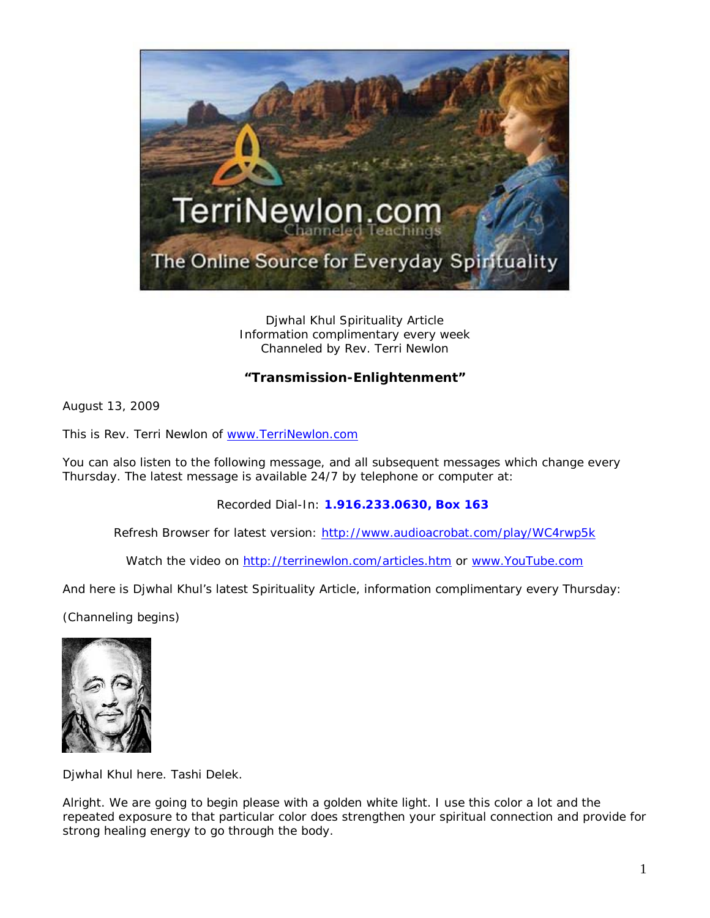Djwhal Khul Spirituality Article
Information complimentary every week
Channeled by Rev. Terri Newlon

**"Transmission-Enlightenment"**

August 13, 2009

This is Rev. Terri Newlon of www.TerriNewlon.com

You can also listen to the following message, and all subsequent messages which change every Thursday. The latest message is available 24/7 by telephone or computer at:

Recorded Dial-In: **1.916.233.0630, Box 163**

Refresh Browser for latest version: http://www.audioacrobat.com/play/WC4rwp5k

Watch the video on http://terrinewlon.com/articles.htm or www.YouTube.com

And here is Djwhal Khul's latest Spirituality Article, information complimentary every Thursday:

(Channeling begins)

Djwhal Khul here. Tashi Delek.

Alright. We are going to begin please with a golden white light. I use this color a lot and the repeated exposure to that particular color does strengthen your spiritual connection and provide for strong healing energy to go through the body.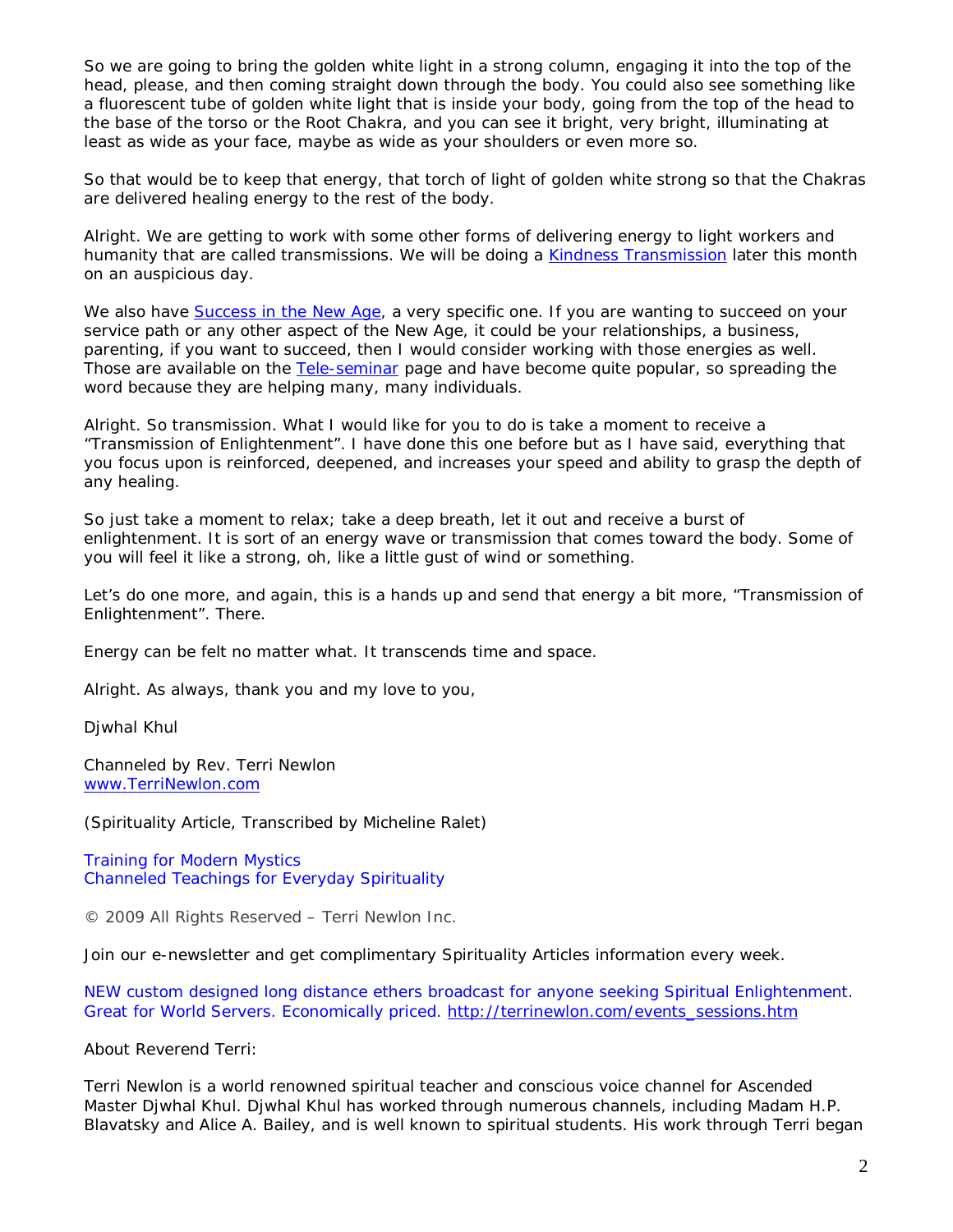So we are going to bring the golden white light in a strong column, engaging it into the top of the head, please, and then coming straight down through the body. You could also see something like a fluorescent tube of golden white light that is inside your body, going from the top of the head to the base of the torso or the Root Chakra, and you can see it bright, very bright, illuminating at least as wide as your face, maybe as wide as your shoulders or even more so.

So that would be to keep that energy, that torch of light of golden white strong so that the Chakras are delivered healing energy to the rest of the body.

Alright. We are getting to work with some other forms of delivering energy to light workers and humanity that are called transmissions. We will be doing a [Kindness Transmission] later this month on an auspicious day.

We also have [Success in the New Age], a very specific one. If you are wanting to succeed on your service path or any other aspect of the New Age, it could be your relationships, a business, parenting, if you want to succeed, then I would consider working with those energies as well. Those are available on the [Tele-seminar] page and have become quite popular, so spreading the word because they are helping many, many individuals.

Alright. So transmission. What I would like for you to do is take a moment to receive a "Transmission of Enlightenment". I have done this one before but as I have said, everything that you focus upon is reinforced, deepened, and increases your speed and ability to grasp the depth of any healing.

So just take a moment to relax; take a deep breath, let it out and receive a burst of enlightenment. It is sort of an energy wave or transmission that comes toward the body. Some of you will feel it like a strong, oh, like a little gust of wind or something.

Let's do one more, and again, this is a hands up and send that energy a bit more, "Transmission of Enlightenment". There.

Energy can be felt no matter what. It transcends time and space.

Alright. As always, thank you and my love to you,

Djwhal Khul

Channeled by Rev. Terri Newlon
www.TerriNewlon.com

(Spirituality Article, Transcribed by Micheline Ralet)

Training for Modern Mystics
Channeled Teachings for Everyday Spirituality

© 2009 All Rights Reserved – Terri Newlon Inc.

Join our e-newsletter and get complimentary Spirituality Articles information every week.

NEW custom designed long distance ethers broadcast for anyone seeking Spiritual Enlightenment. Great for World Servers. Economically priced. http://terrinewlon.com/events_sessions.htm

About Reverend Terri:

Terri Newlon is a world renowned spiritual teacher and conscious voice channel for Ascended Master Djwhal Khul. Djwhal Khul has worked through numerous channels, including Madam H.P. Blavatsky and Alice A. Bailey, and is well known to spiritual students. His work through Terri began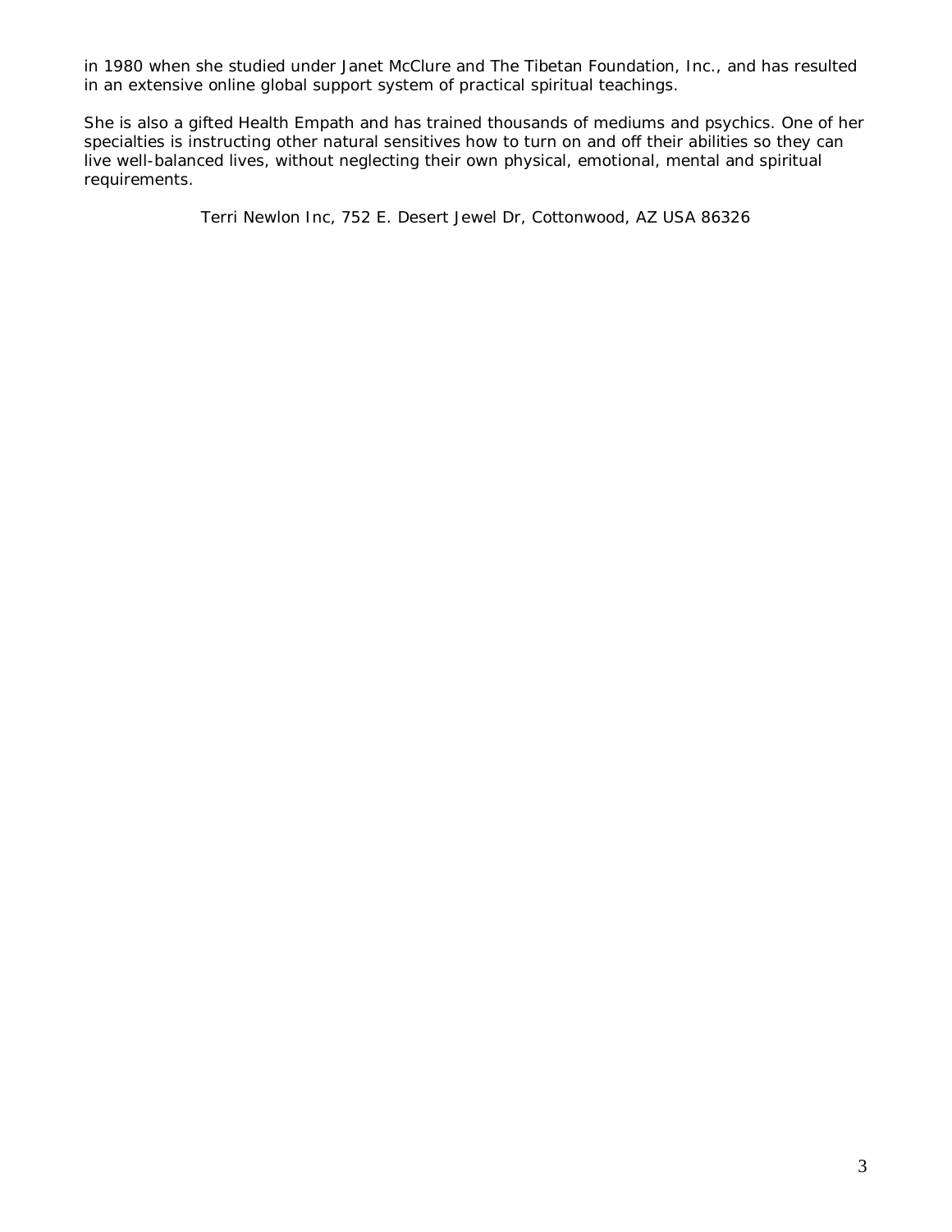in 1980 when she studied under Janet McClure and The Tibetan Foundation, Inc., and has resulted in an extensive online global support system of practical spiritual teachings.

She is also a gifted Health Empath and has trained thousands of mediums and psychics. One of her specialties is instructing other natural sensitives how to turn on and off their abilities so they can live well-balanced lives, without neglecting their own physical, emotional, mental and spiritual requirements.

Terri Newlon Inc, 752 E. Desert Jewel Dr, Cottonwood, AZ USA 86326